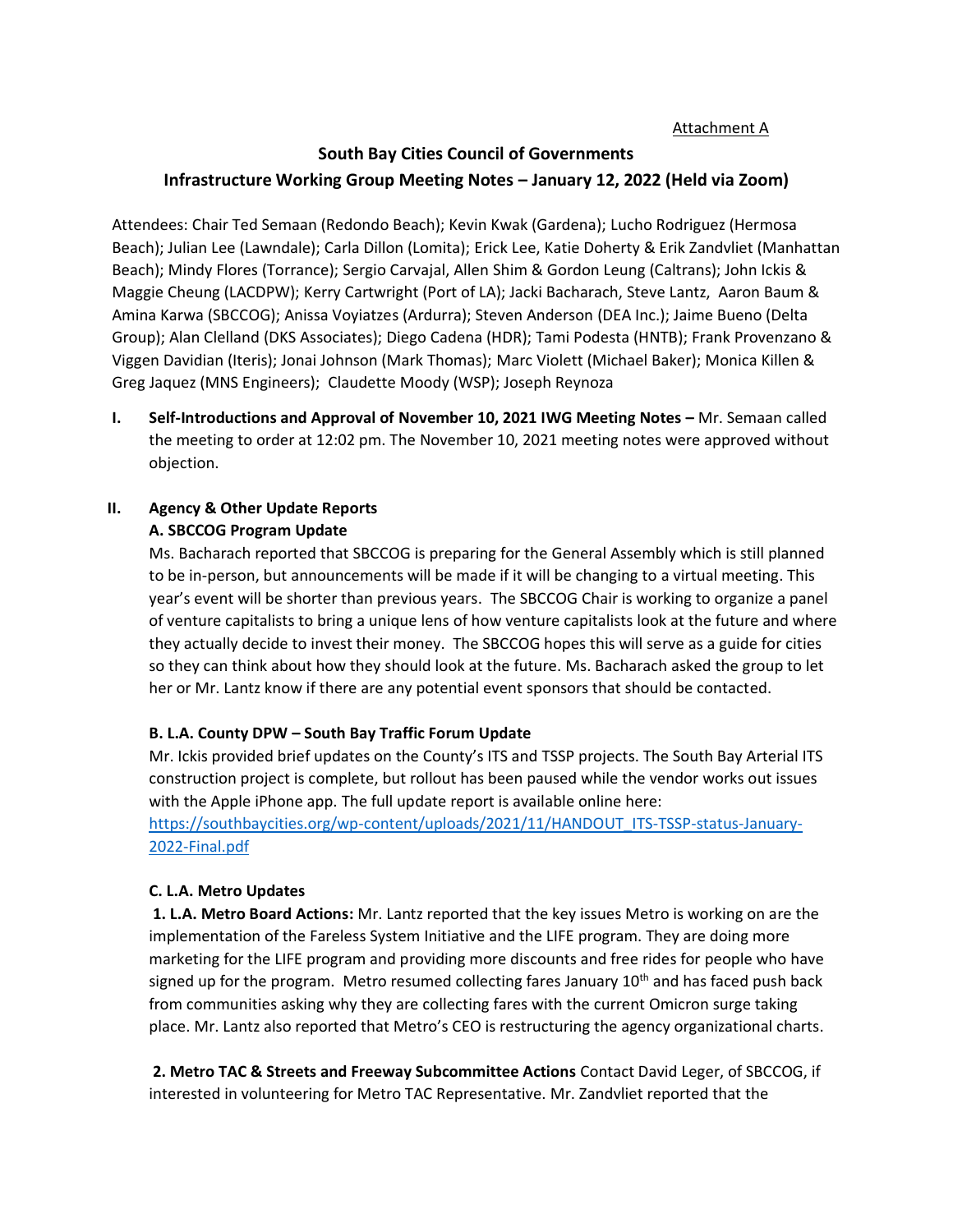Attachment A

# South Bay Cities Council of Governments
## Infrastructure Working Group Meeting Notes – January 12, 2022 (Held via Zoom)

Attendees: Chair Ted Semaan (Redondo Beach); Kevin Kwak (Gardena); Lucho Rodriguez (Hermosa Beach); Julian Lee (Lawndale); Carla Dillon (Lomita); Erick Lee, Katie Doherty & Erik Zandvliet (Manhattan Beach); Mindy Flores (Torrance); Sergio Carvajal, Allen Shim & Gordon Leung (Caltrans); John Ickis & Maggie Cheung (LACDPW); Kerry Cartwright (Port of LA); Jacki Bacharach, Steve Lantz, Aaron Baum & Amina Karwa (SBCCOG); Anissa Voyiatzes (Ardurra); Steven Anderson (DEA Inc.); Jaime Bueno (Delta Group); Alan Clelland (DKS Associates); Diego Cadena (HDR); Tami Podesta (HNTB); Frank Provenzano & Viggen Davidian (Iteris); Jonai Johnson (Mark Thomas); Marc Violett (Michael Baker); Monica Killen & Greg Jaquez (MNS Engineers); Claudette Moody (WSP); Joseph Reynoza

**I. Self-Introductions and Approval of November 10, 2021 IWG Meeting Notes –** Mr. Semaan called the meeting to order at 12:02 pm. The November 10, 2021 meeting notes were approved without objection.

**II. Agency & Other Update Reports**

**A. SBCCOG Program Update**

Ms. Bacharach reported that SBCCOG is preparing for the General Assembly which is still planned to be in-person, but announcements will be made if it will be changing to a virtual meeting. This year's event will be shorter than previous years. The SBCCOG Chair is working to organize a panel of venture capitalists to bring a unique lens of how venture capitalists look at the future and where they actually decide to invest their money. The SBCCOG hopes this will serve as a guide for cities so they can think about how they should look at the future. Ms. Bacharach asked the group to let her or Mr. Lantz know if there are any potential event sponsors that should be contacted.

**B. L.A. County DPW – South Bay Traffic Forum Update**

Mr. Ickis provided brief updates on the County's ITS and TSSP projects. The South Bay Arterial ITS construction project is complete, but rollout has been paused while the vendor works out issues with the Apple iPhone app. The full update report is available online here: [https://southbaycities.org/wp-content/uploads/2021/11/HANDOUT_ITS-TSSP-status-January-2022-Final.pdf](https://southbaycities.org/wp-content/uploads/2021/11/HANDOUT_ITS-TSSP-status-January-2022-Final.pdf)

**C. L.A. Metro Updates**

**1. L.A. Metro Board Actions:** Mr. Lantz reported that the key issues Metro is working on are the implementation of the Fareless System Initiative and the LIFE program. They are doing more marketing for the LIFE program and providing more discounts and free rides for people who have signed up for the program. Metro resumed collecting fares January 10th and has faced push back from communities asking why they are collecting fares with the current Omicron surge taking place. Mr. Lantz also reported that Metro's CEO is restructuring the agency organizational charts.

**2. Metro TAC & Streets and Freeway Subcommittee Actions** Contact David Leger, of SBCCOG, if interested in volunteering for Metro TAC Representative. Mr. Zandvliet reported that the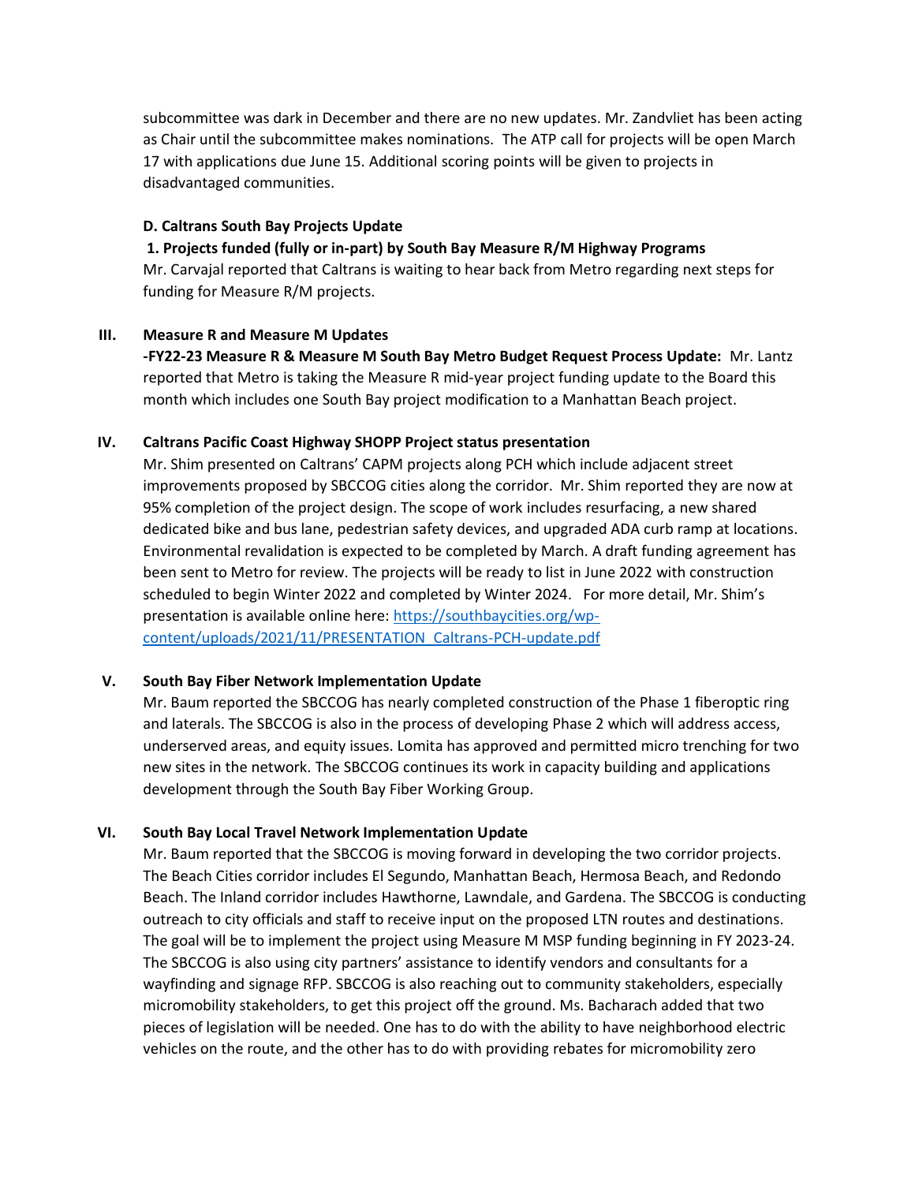subcommittee was dark in December and there are no new updates. Mr. Zandvliet has been acting as Chair until the subcommittee makes nominations. The ATP call for projects will be open March 17 with applications due June 15. Additional scoring points will be given to projects in disadvantaged communities.

**D. Caltrans South Bay Projects Update**

**1. Projects funded (fully or in-part) by South Bay Measure R/M Highway Programs**

Mr. Carvajal reported that Caltrans is waiting to hear back from Metro regarding next steps for funding for Measure R/M projects.

**III. Measure R and Measure M Updates**

**-FY22-23 Measure R & Measure M South Bay Metro Budget Request Process Update:** Mr. Lantz reported that Metro is taking the Measure R mid-year project funding update to the Board this month which includes one South Bay project modification to a Manhattan Beach project.

**IV. Caltrans Pacific Coast Highway SHOPP Project status presentation**

Mr. Shim presented on Caltrans' CAPM projects along PCH which include adjacent street improvements proposed by SBCCOG cities along the corridor. Mr. Shim reported they are now at 95% completion of the project design. The scope of work includes resurfacing, a new shared dedicated bike and bus lane, pedestrian safety devices, and upgraded ADA curb ramp at locations. Environmental revalidation is expected to be completed by March. A draft funding agreement has been sent to Metro for review. The projects will be ready to list in June 2022 with construction scheduled to begin Winter 2022 and completed by Winter 2024. For more detail, Mr. Shim's presentation is available online here: [https://southbaycities.org/wp-content/uploads/2021/11/PRESENTATION_Caltrans-PCH-update.pdf](https://southbaycities.org/wp-content/uploads/2021/11/PRESENTATION_Caltrans-PCH-update.pdf)

**V. South Bay Fiber Network Implementation Update**

Mr. Baum reported the SBCCOG has nearly completed construction of the Phase 1 fiberoptic ring and laterals. The SBCCOG is also in the process of developing Phase 2 which will address access, underserved areas, and equity issues. Lomita has approved and permitted micro trenching for two new sites in the network. The SBCCOG continues its work in capacity building and applications development through the South Bay Fiber Working Group.

**VI. South Bay Local Travel Network Implementation Update**

Mr. Baum reported that the SBCCOG is moving forward in developing the two corridor projects. The Beach Cities corridor includes El Segundo, Manhattan Beach, Hermosa Beach, and Redondo Beach. The Inland corridor includes Hawthorne, Lawndale, and Gardena. The SBCCOG is conducting outreach to city officials and staff to receive input on the proposed LTN routes and destinations. The goal will be to implement the project using Measure M MSP funding beginning in FY 2023-24. The SBCCOG is also using city partners' assistance to identify vendors and consultants for a wayfinding and signage RFP. SBCCOG is also reaching out to community stakeholders, especially micromobility stakeholders, to get this project off the ground. Ms. Bacharach added that two pieces of legislation will be needed. One has to do with the ability to have neighborhood electric vehicles on the route, and the other has to do with providing rebates for micromobility zero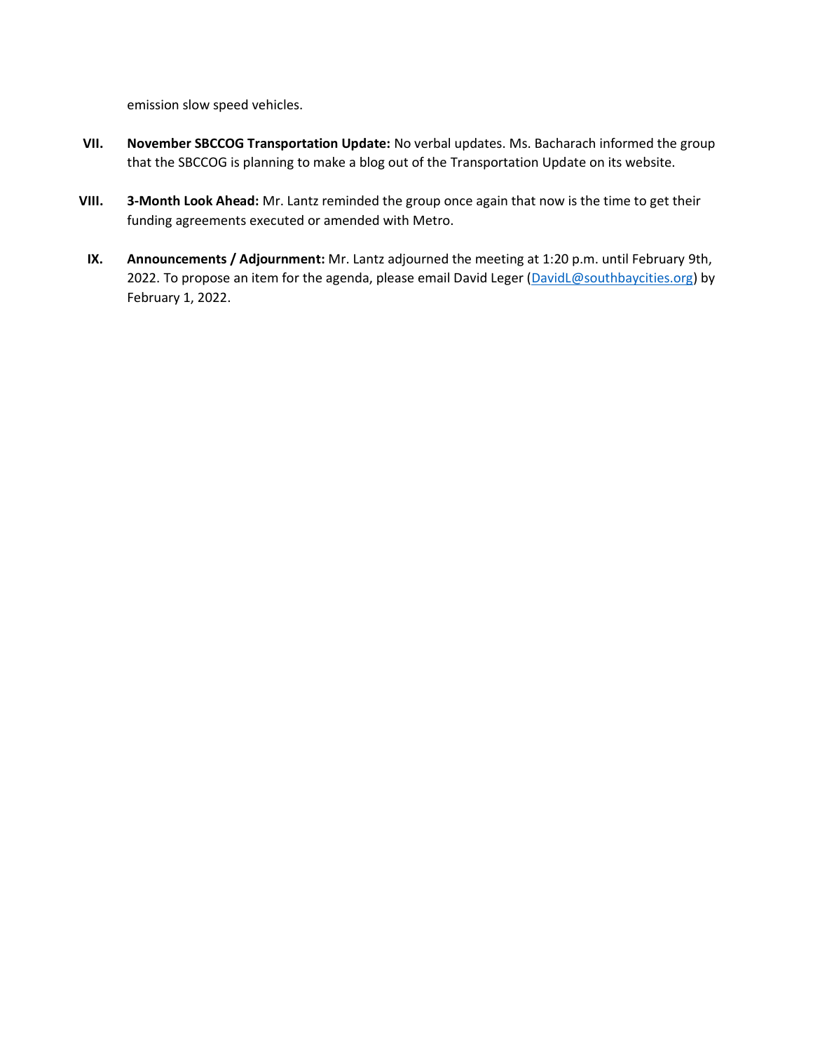emission slow speed vehicles.

VII. **November SBCCOG Transportation Update:** No verbal updates. Ms. Bacharach informed the group that the SBCCOG is planning to make a blog out of the Transportation Update on its website.

VIII. **3-Month Look Ahead:** Mr. Lantz reminded the group once again that now is the time to get their funding agreements executed or amended with Metro.

IX. **Announcements / Adjournment:** Mr. Lantz adjourned the meeting at 1:20 p.m. until February 9th, 2022. To propose an item for the agenda, please email David Leger (DavidL@southbaycities.org) by February 1, 2022.